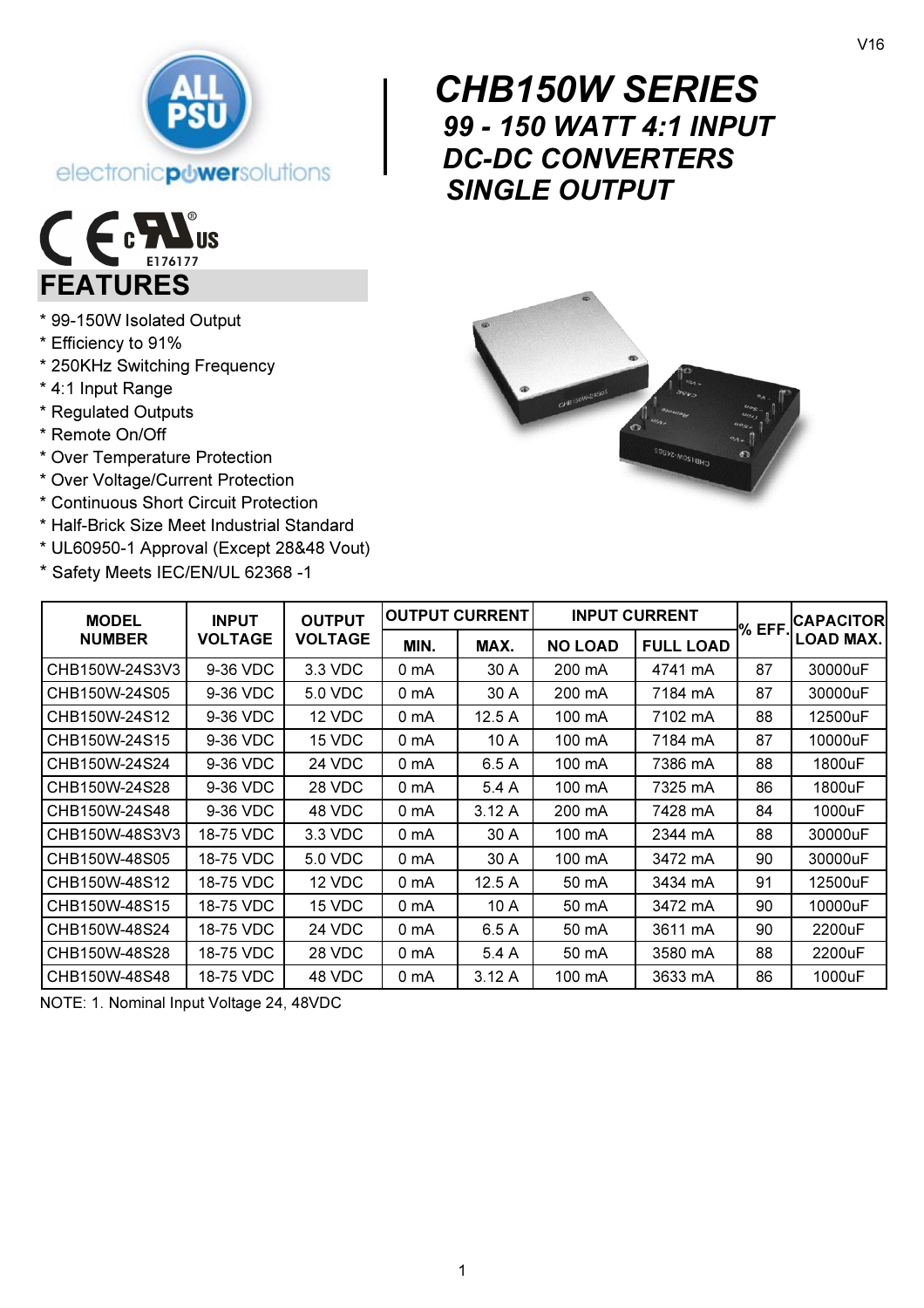V16

# CHB150W SERIES

## 99 - 150 WATT 4:1 INPUT DC-DC CONVERTERS SINGLE OUTPUT

E176177

## FEATURES

* 99-150W Isolated Output
* Efficiency to 91%
* 250KHz Switching Frequency
* 4:1 Input Range
* Regulated Outputs
* Remote On/Off
* Over Temperature Protection
* Over Voltage/Current Protection
* Continuous Short Circuit Protection
* Half-Brick Size Meet Industrial Standard
* UL60950-1 Approval (Except 28&48 Vout)
* Safety Meets IEC/EN/UL 62368 -1

| MODEL NUMBER | INPUT VOLTAGE | OUTPUT VOLTAGE | OUTPUT CURRENT | | INPUT CURRENT | | % EFF. | CAPACITOR LOAD MAX. |
|---|---|---|---|---|---|---|---|---|
| | | | MIN. | MAX. | NO LOAD | FULL LOAD | | |
| CHB150W-24S3V3 | 9-36 VDC | 3.3 VDC | 0 mA | 30 A | 200 mA | 4741 mA | 87 | 30000uF |
| CHB150W-24S05 | 9-36 VDC | 5.0 VDC | 0 mA | 30 A | 200 mA | 7184 mA | 87 | 30000uF |
| CHB150W-24S12 | 9-36 VDC | 12 VDC | 0 mA | 12.5 A | 100 mA | 7102 mA | 88 | 12500uF |
| CHB150W-24S15 | 9-36 VDC | 15 VDC | 0 mA | 10 A | 100 mA | 7184 mA | 87 | 10000uF |
| CHB150W-24S24 | 9-36 VDC | 24 VDC | 0 mA | 6.5 A | 100 mA | 7386 mA | 88 | 1800uF |
| CHB150W-24S28 | 9-36 VDC | 28 VDC | 0 mA | 5.4 A | 100 mA | 7325 mA | 86 | 1800uF |
| CHB150W-24S48 | 9-36 VDC | 48 VDC | 0 mA | 3.12 A | 200 mA | 7428 mA | 84 | 1000uF |
| CHB150W-48S3V3 | 18-75 VDC | 3.3 VDC | 0 mA | 30 A | 100 mA | 2344 mA | 88 | 30000uF |
| CHB150W-48S05 | 18-75 VDC | 5.0 VDC | 0 mA | 30 A | 100 mA | 3472 mA | 90 | 30000uF |
| CHB150W-48S12 | 18-75 VDC | 12 VDC | 0 mA | 12.5 A | 50 mA | 3434 mA | 91 | 12500uF |
| CHB150W-48S15 | 18-75 VDC | 15 VDC | 0 mA | 10 A | 50 mA | 3472 mA | 90 | 10000uF |
| CHB150W-48S24 | 18-75 VDC | 24 VDC | 0 mA | 6.5 A | 50 mA | 3611 mA | 90 | 2200uF |
| CHB150W-48S28 | 18-75 VDC | 28 VDC | 0 mA | 5.4 A | 50 mA | 3580 mA | 88 | 2200uF |
| CHB150W-48S48 | 18-75 VDC | 48 VDC | 0 mA | 3.12 A | 100 mA | 3633 mA | 86 | 1000uF |

NOTE: 1. Nominal Input Voltage 24, 48VDC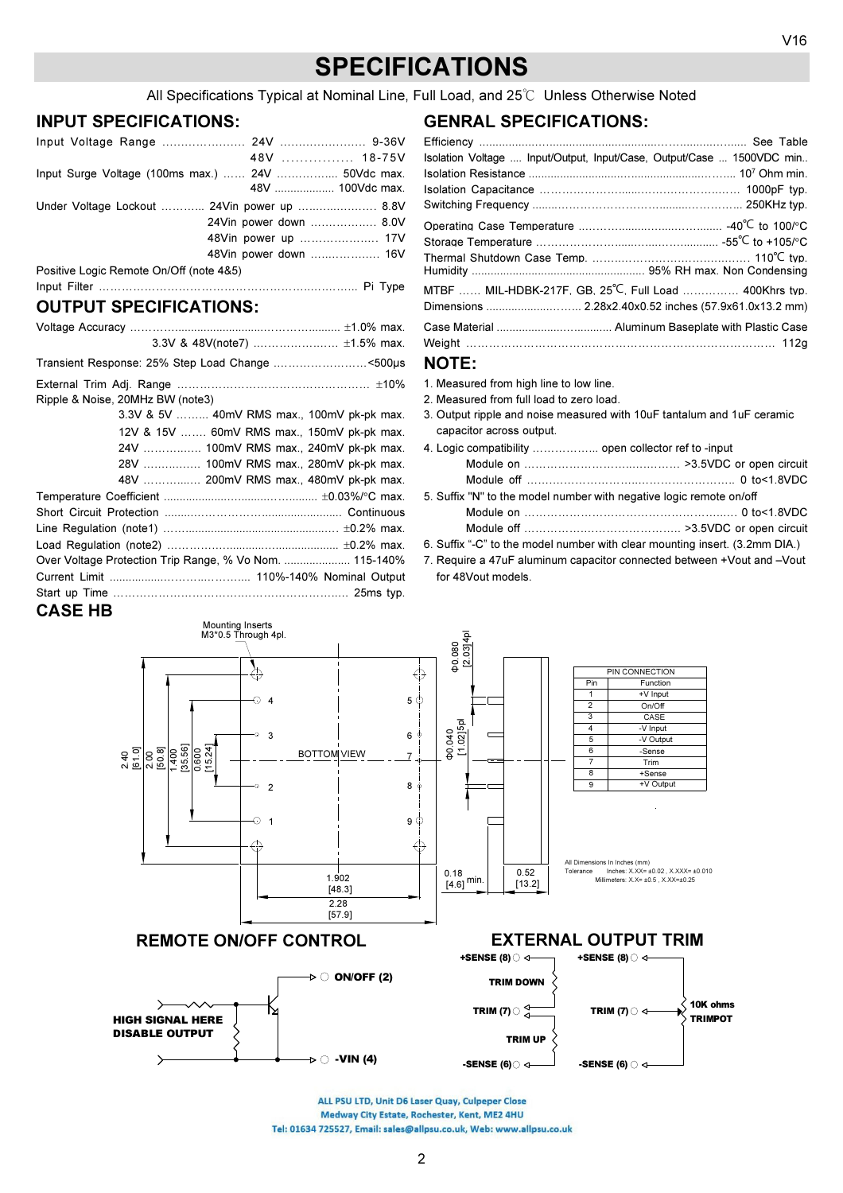# SPECIFICATIONS

All Specifications Typical at Nominal Line, Full Load, and 25℃ Unless Otherwise Noted

## INPUT SPECIFICATIONS:

Input Voltage Range ...................... 24V ...................... 9-36V
48V ................ 18-75V

Input Surge Voltage (100ms max.) ...... 24V ................ 50Vdc max.
48V ................... 100Vdc max.

Under Voltage Lockout ............ 24Vin power up ...................... 8.8V
24Vin power down ................. 8.0V
48Vin power up .................... 17V
48Vin power down ................. 16V

Positive Logic Remote On/Off (note 4&5)

Input Filter ........................................................................ Pi Type

## OUTPUT SPECIFICATIONS:

Voltage Accuracy ............................................................. ±1.0% max.
3.3V & 48V(note7) ........................ ±1.5% max.

Transient Response: 25% Step Load Change ........................<500μs

External Trim Adj. Range ................................................... ±10%

Ripple & Noise, 20MHz BW (note3)
3.3V & 5V ......... 40mV RMS max., 100mV pk-pk max.
12V & 15V ....... 60mV RMS max., 150mV pk-pk max.
24V ................ 100mV RMS max., 240mV pk-pk max.
28V ................ 100mV RMS max., 280mV pk-pk max.
48V ................ 200mV RMS max., 480mV pk-pk max.

Temperature Coefficient ............................................. ±0.03%/°C max.

Short Circuit Protection ......................................................... Continuous

Line Regulation (note1) ...................................................... ±0.2% max.

Load Regulation (note2) ..................................................... ±0.2% max.

Over Voltage Protection Trip Range, % Vo Nom. ..................... 115-140%

Current Limit .......................................... 110%-140% Nominal Output

Start up Time ......................................................................... 25ms typ.

## GENRAL SPECIFICATIONS:

Efficiency ........................................................................................ See Table

Isolation Voltage .... Input/Output, Input/Case, Output/Case ... 1500VDC min..

Isolation Resistance ........................................................................ $10^7$ Ohm min.

Isolation Capacitance ........................................................................ 1000pF typ.

Switching Frequency ........................................................................ 250KHz typ.

Operating Case Temperature ............................................ -40℃ to 100/°C

Storage Temperature .......................................................... -55℃ to +105/°C

Thermal Shutdown Case Temp. ............................................ 110℃ typ.

Humidity ....................................................... 95% RH max. Non Condensing

MTBF ...... MIL-HDBK-217F, GB, 25℃, Full Load .............. 400Khrs typ.

Dimensions ............................ 2.28x2.40x0.52 inches (57.9x61.0x13.2 mm)

Case Material .................................... Aluminum Baseplate with Plastic Case

Weight ................................................................................................ 112g

## NOTE:

1. Measured from high line to low line.
2. Measured from full load to zero load.
3. Output ripple and noise measured with 10uF tantalum and 1uF ceramic capacitor across output.
4. Logic compatibility ................. open collector ref to -input
   Module on .......................................... >3.5VDC or open circuit
   Module off ......................................................... 0 to<1.8VDC
5. Suffix "N" to the model number with negative logic remote on/off
   Module on ............................................................. 0 to<1.8VDC
   Module off .......................................... >3.5VDC or open circuit
6. Suffix "-C" to the model number with clear mounting insert. (3.2mm DIA.)
7. Require a 47uF aluminum capacitor connected between +Vout and –Vout for 48Vout models.

## CASE HB

Mounting Inserts
M3*0.5 Through 4pl.

BOTTOM VIEW

2.40 [61.0]
2.00 [50.8]
1.400 [35.56]
0.600 [15.24]
1.902 [48.3]
2.28 [57.9]
Φ0.080 [2.03] 4pl
Φ0.040 [1.02] 5pl
0.18 [4.6] min.
0.52 [13.2]

| PIN CONNECTION | |
|---|---|
| Pin | Function |
| 1 | +V Input |
| 2 | On/Off |
| 3 | CASE |
| 4 | -V Input |
| 5 | -V Output |
| 6 | -Sense |
| 7 | Trim |
| 8 | +Sense |
| 9 | +V Output |

All Dimensions In Inches (mm)
Tolerance Inches: X.XX= ±0.02 , X.XXX= ±0.010
Millimeters: X.X= ±0.5 , X.XX=±0.25

## REMOTE ON/OFF CONTROL

ON/OFF (2)
HIGH SIGNAL HERE
DISABLE OUTPUT
-VIN (4)

## EXTERNAL OUTPUT TRIM

+SENSE (8)
TRIM DOWN
TRIM (7)
TRIM UP
-SENSE (6)

+SENSE (8)
TRIM (7)
10K ohms
TRIMPOT
-SENSE (6)

ALL PSU LTD, Unit D6 Laser Quay, Culpeper Close
Medway City Estate, Rochester, Kent, ME2 4HU
Tel: 01634 725527, Email: sales@allpsu.co.uk, Web: www.allpsu.co.uk